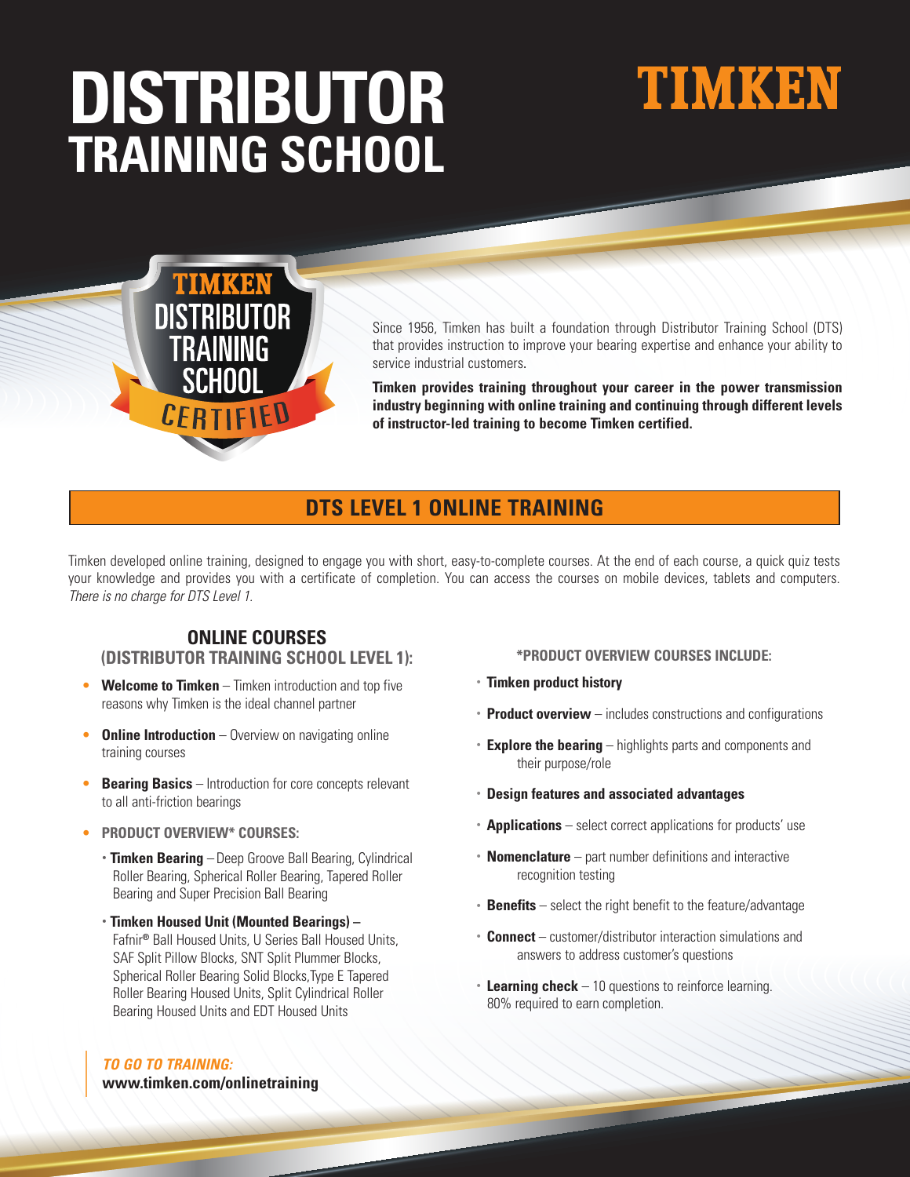# DISTRIBUTOR TRAINING SCHOOL

TIMKEN

TIMKEN DISTRIBUTOR TRAINING SCHOOL CERTIFIED

Since 1956, Timken has built a foundation through Distributor Training School (DTS) that provides instruction to improve your bearing expertise and enhance your ability to service industrial customers.

**Timken provides training throughout your career in the power transmission industry beginning with online training and continuing through different levels of instructor-led training to become Timken certified.**

## DTS LEVEL 1 ONLINE TRAINING

Timken developed online training, designed to engage you with short, easy-to-complete courses. At the end of each course, a quick quiz tests your knowledge and provides you with a certificate of completion. You can access the courses on mobile devices, tablets and computers. *There is no charge for DTS Level 1.*

### ONLINE COURSES (DISTRIBUTOR TRAINING SCHOOL LEVEL 1):

- **Welcome to Timken** – Timken introduction and top five reasons why Timken is the ideal channel partner
- **Online Introduction** – Overview on navigating online training courses
- **Bearing Basics** – Introduction for core concepts relevant to all anti-friction bearings
- **PRODUCT OVERVIEW* COURSES:**
  - **Timken Bearing** – Deep Groove Ball Bearing, Cylindrical Roller Bearing, Spherical Roller Bearing, Tapered Roller Bearing and Super Precision Ball Bearing
  - **Timken Housed Unit (Mounted Bearings) –** Fafnir® Ball Housed Units, U Series Ball Housed Units, SAF Split Pillow Blocks, SNT Split Plummer Blocks, Spherical Roller Bearing Solid Blocks, Type E Tapered Roller Bearing Housed Units, Split Cylindrical Roller Bearing Housed Units and EDT Housed Units

### *PRODUCT OVERVIEW COURSES INCLUDE:

- **Timken product history**
- **Product overview** – includes constructions and configurations
- **Explore the bearing** – highlights parts and components and their purpose/role
- **Design features and associated advantages**
- **Applications** – select correct applications for products' use
- **Nomenclature** – part number definitions and interactive recognition testing
- **Benefits** – select the right benefit to the feature/advantage
- **Connect** – customer/distributor interaction simulations and answers to address customer's questions
- **Learning check** – 10 questions to reinforce learning. 80% required to earn completion.

***TO GO TO TRAINING:***
**www.timken.com/onlinetraining**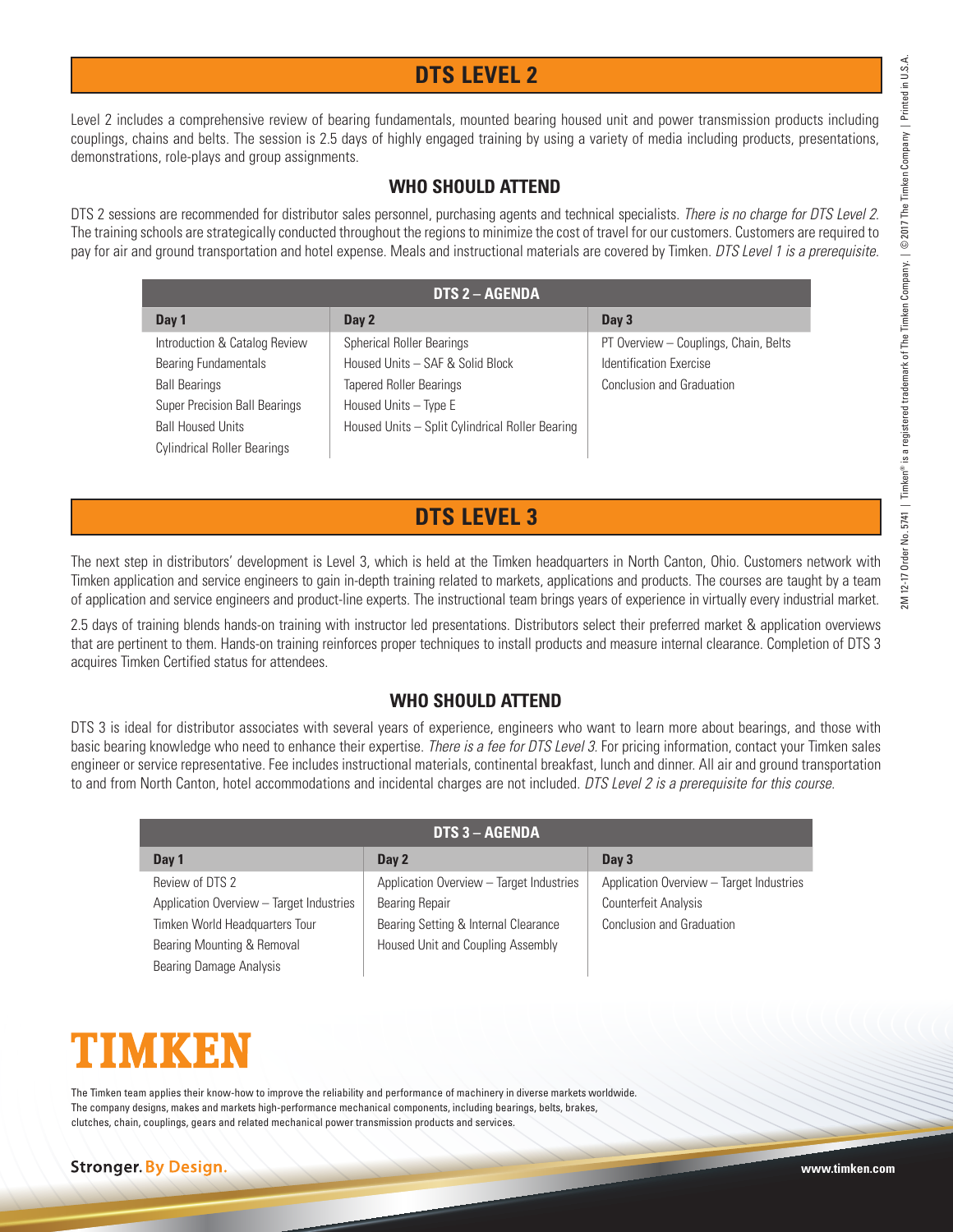## DTS LEVEL 2

Level 2 includes a comprehensive review of bearing fundamentals, mounted bearing housed unit and power transmission products including couplings, chains and belts. The session is 2.5 days of highly engaged training by using a variety of media including products, presentations, demonstrations, role-plays and group assignments.

### WHO SHOULD ATTEND

DTS 2 sessions are recommended for distributor sales personnel, purchasing agents and technical specialists. *There is no charge for DTS Level 2.* The training schools are strategically conducted throughout the regions to minimize the cost of travel for our customers. Customers are required to pay for air and ground transportation and hotel expense. Meals and instructional materials are covered by Timken. *DTS Level 1 is a prerequisite.*

**DTS 2 – AGENDA**

| Day 1 | Day 2 | Day 3 |
|---|---|---|
| Introduction & Catalog Review | Spherical Roller Bearings | PT Overview – Couplings, Chain, Belts |
| Bearing Fundamentals | Housed Units – SAF & Solid Block | Identification Exercise |
| Ball Bearings | Tapered Roller Bearings | Conclusion and Graduation |
| Super Precision Ball Bearings | Housed Units – Type E | |
| Ball Housed Units | Housed Units – Split Cylindrical Roller Bearing | |
| Cylindrical Roller Bearings | | |

## DTS LEVEL 3

The next step in distributors' development is Level 3, which is held at the Timken headquarters in North Canton, Ohio. Customers network with Timken application and service engineers to gain in-depth training related to markets, applications and products. The courses are taught by a team of application and service engineers and product-line experts. The instructional team brings years of experience in virtually every industrial market.

2.5 days of training blends hands-on training with instructor led presentations. Distributors select their preferred market & application overviews that are pertinent to them. Hands-on training reinforces proper techniques to install products and measure internal clearance. Completion of DTS 3 acquires Timken Certified status for attendees.

### WHO SHOULD ATTEND

DTS 3 is ideal for distributor associates with several years of experience, engineers who want to learn more about bearings, and those with basic bearing knowledge who need to enhance their expertise. *There is a fee for DTS Level 3.* For pricing information, contact your Timken sales engineer or service representative. Fee includes instructional materials, continental breakfast, lunch and dinner. All air and ground transportation to and from North Canton, hotel accommodations and incidental charges are not included. *DTS Level 2 is a prerequisite for this course.*

**DTS 3 – AGENDA**

| Day 1 | Day 2 | Day 3 |
|---|---|---|
| Review of DTS 2 | Application Overview – Target Industries | Application Overview – Target Industries |
| Application Overview – Target Industries | Bearing Repair | Counterfeit Analysis |
| Timken World Headquarters Tour | Bearing Setting & Internal Clearance | Conclusion and Graduation |
| Bearing Mounting & Removal | Housed Unit and Coupling Assembly | |
| Bearing Damage Analysis | | |

TIMKEN

The Timken team applies their know-how to improve the reliability and performance of machinery in diverse markets worldwide. The company designs, makes and markets high-performance mechanical components, including bearings, belts, brakes, clutches, chain, couplings, gears and related mechanical power transmission products and services.

Stronger. By Design.

www.timken.com

2M 12-17 Order No. 5741 | Timken® is a registered trademark of The Timken Company. | © 2017 The Timken Company | Printed in U.S.A.